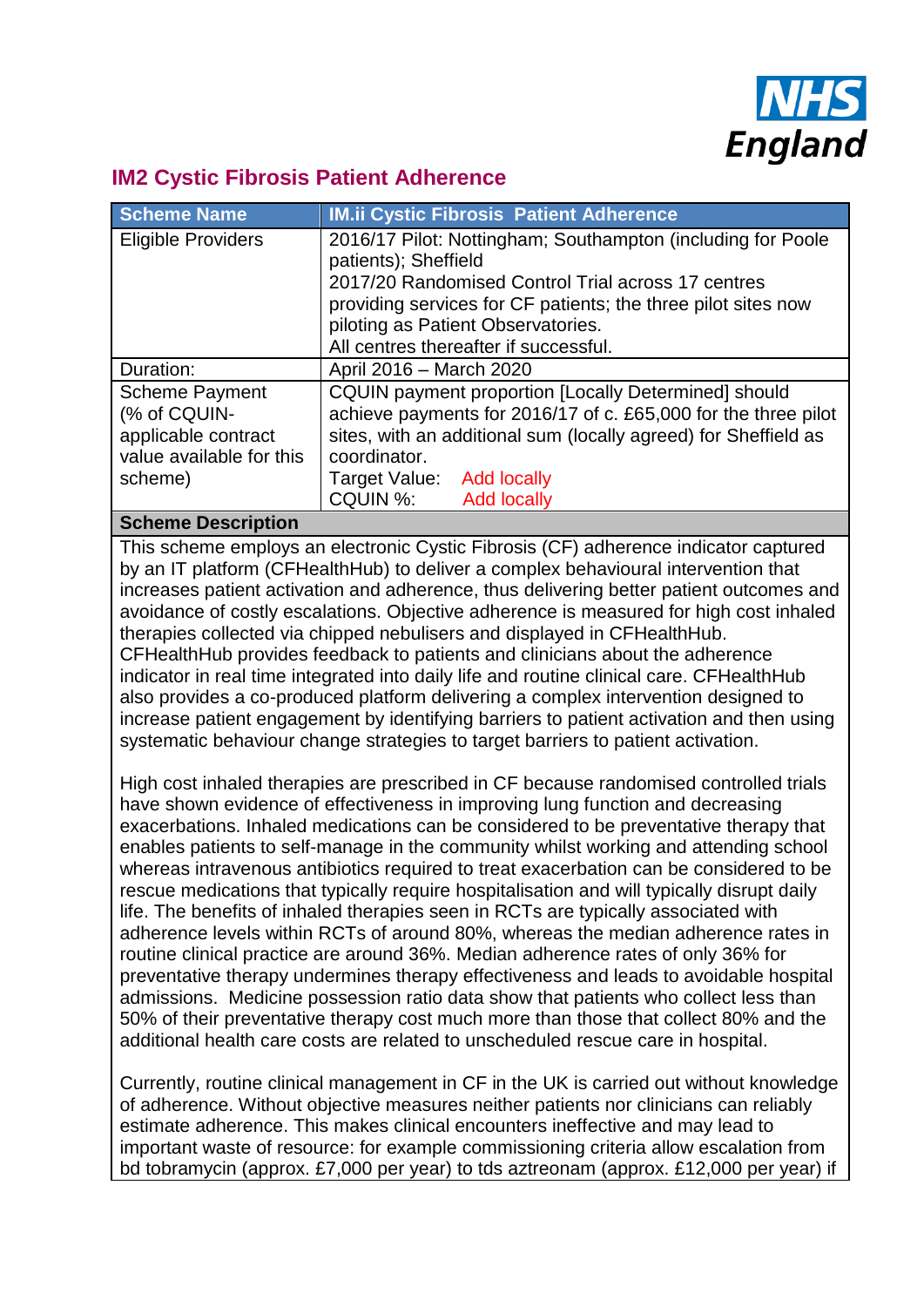## IM2 Cystic Fibrosis Patient Adherence

| Scheme Name | IM.ii Cystic Fibrosis Patient Adherence |
|---|---|
| Eligible Providers | 2016/17 Pilot: Nottingham; Southampton (including for Poole patients); Sheffield<br>2017/20 Randomised Control Trial across 17 centres providing services for CF patients; the three pilot sites now piloting as Patient Observatories.<br>All centres thereafter if successful. |
| Duration: | April 2016 – March 2020 |
| Scheme Payment (% of CQUIN-applicable contract value available for this scheme) | CQUIN payment proportion [Locally Determined] should achieve payments for 2016/17 of c. £65,000 for the three pilot sites, with an additional sum (locally agreed) for Sheffield as coordinator.<br>Target Value: Add locally<br>CQUIN %: Add locally |

**Scheme Description**

This scheme employs an electronic Cystic Fibrosis (CF) adherence indicator captured by an IT platform (CFHealthHub) to deliver a complex behavioural intervention that increases patient activation and adherence, thus delivering better patient outcomes and avoidance of costly escalations. Objective adherence is measured for high cost inhaled therapies collected via chipped nebulisers and displayed in CFHealthHub. CFHealthHub provides feedback to patients and clinicians about the adherence indicator in real time integrated into daily life and routine clinical care. CFHealthHub also provides a co-produced platform delivering a complex intervention designed to increase patient engagement by identifying barriers to patient activation and then using systematic behaviour change strategies to target barriers to patient activation.

High cost inhaled therapies are prescribed in CF because randomised controlled trials have shown evidence of effectiveness in improving lung function and decreasing exacerbations. Inhaled medications can be considered to be preventative therapy that enables patients to self-manage in the community whilst working and attending school whereas intravenous antibiotics required to treat exacerbation can be considered to be rescue medications that typically require hospitalisation and will typically disrupt daily life. The benefits of inhaled therapies seen in RCTs are typically associated with adherence levels within RCTs of around 80%, whereas the median adherence rates in routine clinical practice are around 36%. Median adherence rates of only 36% for preventative therapy undermines therapy effectiveness and leads to avoidable hospital admissions. Medicine possession ratio data show that patients who collect less than 50% of their preventative therapy cost much more than those that collect 80% and the additional health care costs are related to unscheduled rescue care in hospital.

Currently, routine clinical management in CF in the UK is carried out without knowledge of adherence. Without objective measures neither patients nor clinicians can reliably estimate adherence. This makes clinical encounters ineffective and may lead to important waste of resource: for example commissioning criteria allow escalation from bd tobramycin (approx. £7,000 per year) to tds aztreonam (approx. £12,000 per year) if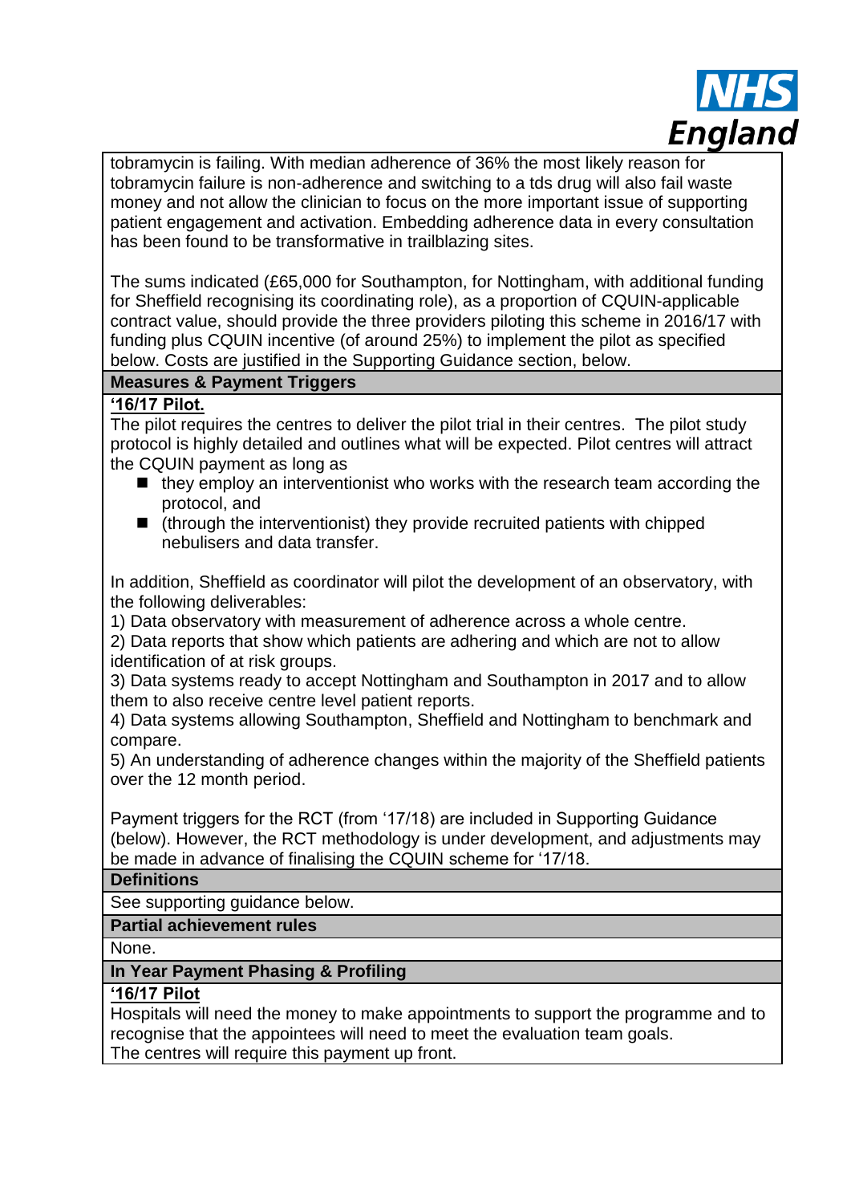tobramycin is failing. With median adherence of 36% the most likely reason for tobramycin failure is non-adherence and switching to a tds drug will also fail waste money and not allow the clinician to focus on the more important issue of supporting patient engagement and activation. Embedding adherence data in every consultation has been found to be transformative in trailblazing sites.

The sums indicated (£65,000 for Southampton, for Nottingham, with additional funding for Sheffield recognising its coordinating role), as a proportion of CQUIN-applicable contract value, should provide the three providers piloting this scheme in 2016/17 with funding plus CQUIN incentive (of around 25%) to implement the pilot as specified below. Costs are justified in the Supporting Guidance section, below.

**Measures & Payment Triggers**

**'16/17 Pilot.**

The pilot requires the centres to deliver the pilot trial in their centres. The pilot study protocol is highly detailed and outlines what will be expected. Pilot centres will attract the CQUIN payment as long as

- they employ an interventionist who works with the research team according the protocol, and
- (through the interventionist) they provide recruited patients with chipped nebulisers and data transfer.

In addition, Sheffield as coordinator will pilot the development of an observatory, with the following deliverables:

1) Data observatory with measurement of adherence across a whole centre.
2) Data reports that show which patients are adhering and which are not to allow identification of at risk groups.
3) Data systems ready to accept Nottingham and Southampton in 2017 and to allow them to also receive centre level patient reports.
4) Data systems allowing Southampton, Sheffield and Nottingham to benchmark and compare.
5) An understanding of adherence changes within the majority of the Sheffield patients over the 12 month period.

Payment triggers for the RCT (from '17/18) are included in Supporting Guidance (below). However, the RCT methodology is under development, and adjustments may be made in advance of finalising the CQUIN scheme for '17/18.

**Definitions**

See supporting guidance below.

**Partial achievement rules**

None.

**In Year Payment Phasing & Profiling**

**'16/17 Pilot**

Hospitals will need the money to make appointments to support the programme and to recognise that the appointees will need to meet the evaluation team goals.
The centres will require this payment up front.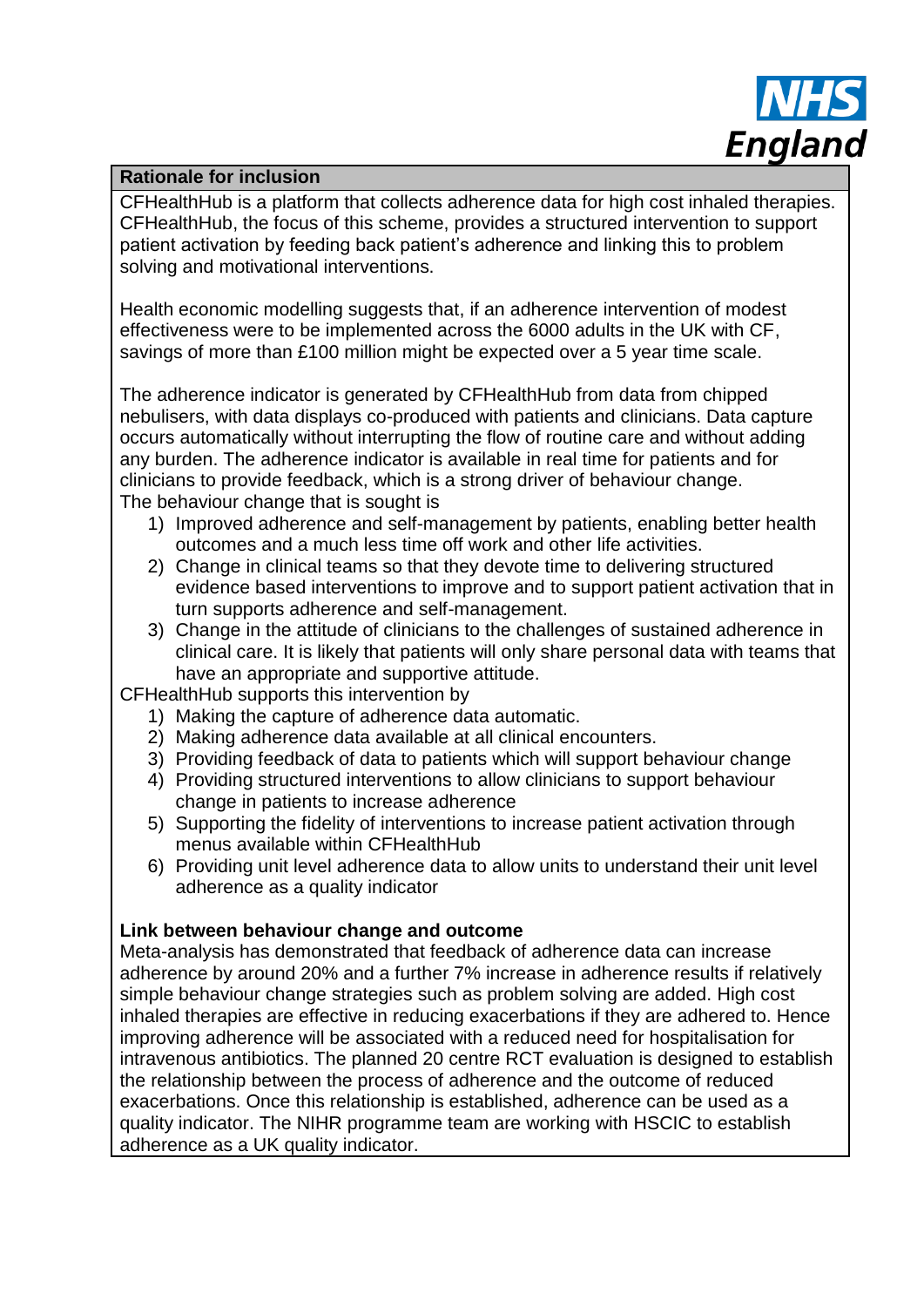**Rationale for inclusion**

CFHealthHub is a platform that collects adherence data for high cost inhaled therapies. CFHealthHub, the focus of this scheme, provides a structured intervention to support patient activation by feeding back patient's adherence and linking this to problem solving and motivational interventions.

Health economic modelling suggests that, if an adherence intervention of modest effectiveness were to be implemented across the 6000 adults in the UK with CF, savings of more than £100 million might be expected over a 5 year time scale.

The adherence indicator is generated by CFHealthHub from data from chipped nebulisers, with data displays co-produced with patients and clinicians. Data capture occurs automatically without interrupting the flow of routine care and without adding any burden. The adherence indicator is available in real time for patients and for clinicians to provide feedback, which is a strong driver of behaviour change.
The behaviour change that is sought is

1) Improved adherence and self-management by patients, enabling better health outcomes and a much less time off work and other life activities.
2) Change in clinical teams so that they devote time to delivering structured evidence based interventions to improve and to support patient activation that in turn supports adherence and self-management.
3) Change in the attitude of clinicians to the challenges of sustained adherence in clinical care. It is likely that patients will only share personal data with teams that have an appropriate and supportive attitude.

CFHealthHub supports this intervention by

1) Making the capture of adherence data automatic.
2) Making adherence data available at all clinical encounters.
3) Providing feedback of data to patients which will support behaviour change
4) Providing structured interventions to allow clinicians to support behaviour change in patients to increase adherence
5) Supporting the fidelity of interventions to increase patient activation through menus available within CFHealthHub
6) Providing unit level adherence data to allow units to understand their unit level adherence as a quality indicator

**Link between behaviour change and outcome**

Meta-analysis has demonstrated that feedback of adherence data can increase adherence by around 20% and a further 7% increase in adherence results if relatively simple behaviour change strategies such as problem solving are added. High cost inhaled therapies are effective in reducing exacerbations if they are adhered to. Hence improving adherence will be associated with a reduced need for hospitalisation for intravenous antibiotics. The planned 20 centre RCT evaluation is designed to establish the relationship between the process of adherence and the outcome of reduced exacerbations. Once this relationship is established, adherence can be used as a quality indicator. The NIHR programme team are working with HSCIC to establish adherence as a UK quality indicator.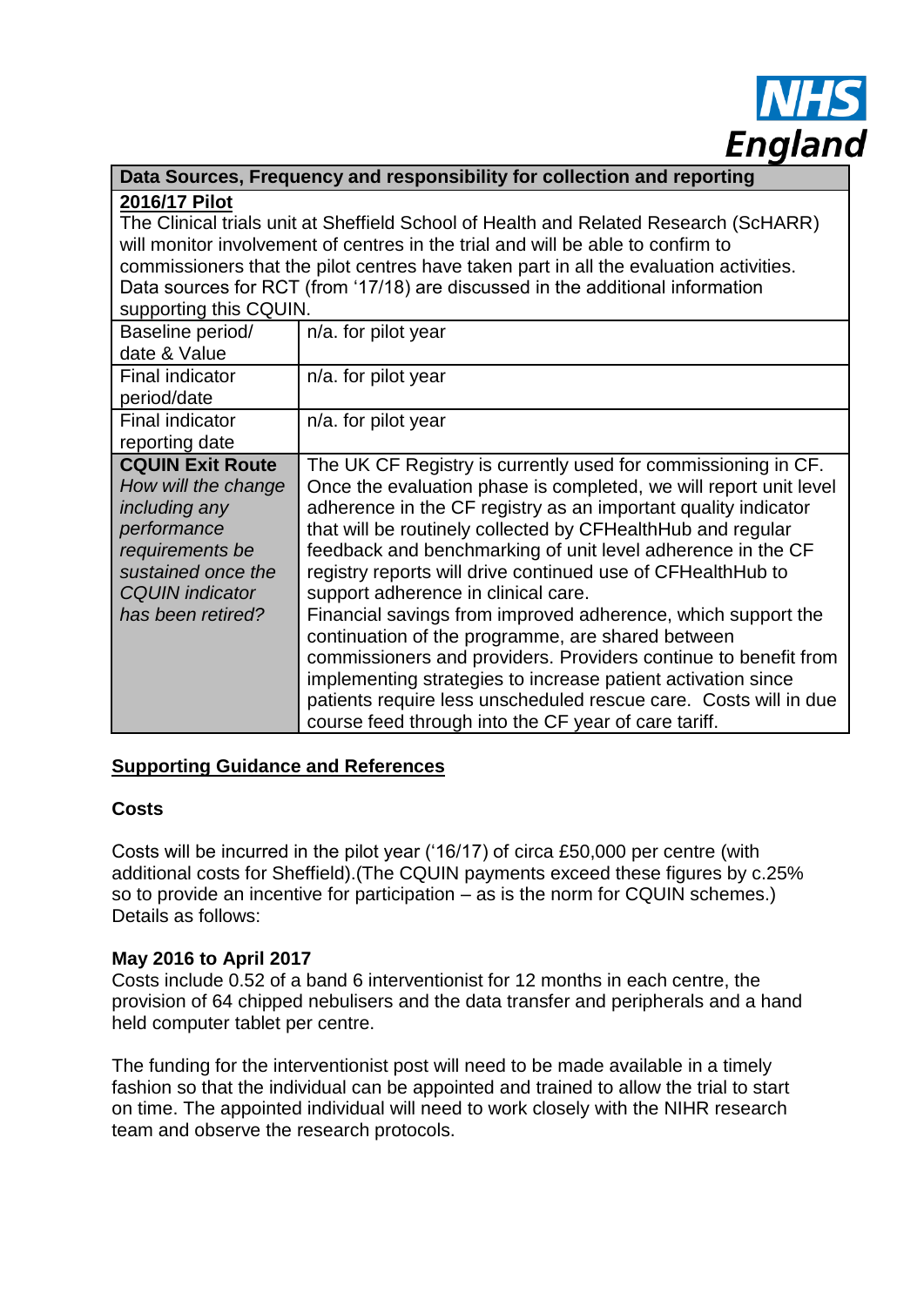| **Data Sources, Frequency and responsibility for collection and reporting** | |
|---|---|
| **2016/17 Pilot**<br>The Clinical trials unit at Sheffield School of Health and Related Research (ScHARR) will monitor involvement of centres in the trial and will be able to confirm to commissioners that the pilot centres have taken part in all the evaluation activities. Data sources for RCT (from '17/18) are discussed in the additional information supporting this CQUIN. | |
| Baseline period/ date & Value | n/a. for pilot year |
| Final indicator period/date | n/a. for pilot year |
| Final indicator reporting date | n/a. for pilot year |
| **CQUIN Exit Route**<br>*How will the change including any performance requirements be sustained once the CQUIN indicator has been retired?* | The UK CF Registry is currently used for commissioning in CF. Once the evaluation phase is completed, we will report unit level adherence in the CF registry as an important quality indicator that will be routinely collected by CFHealthHub and regular feedback and benchmarking of unit level adherence in the CF registry reports will drive continued use of CFHealthHub to support adherence in clinical care.<br>Financial savings from improved adherence, which support the continuation of the programme, are shared between commissioners and providers. Providers continue to benefit from implementing strategies to increase patient activation since patients require less unscheduled rescue care. Costs will in due course feed through into the CF year of care tariff. |

## Supporting Guidance and References

### Costs

Costs will be incurred in the pilot year ('16/17) of circa £50,000 per centre (with additional costs for Sheffield).(The CQUIN payments exceed these figures by c.25% so to provide an incentive for participation – as is the norm for CQUIN schemes.) Details as follows:

### May 2016 to April 2017

Costs include 0.52 of a band 6 interventionist for 12 months in each centre, the provision of 64 chipped nebulisers and the data transfer and peripherals and a hand held computer tablet per centre.

The funding for the interventionist post will need to be made available in a timely fashion so that the individual can be appointed and trained to allow the trial to start on time. The appointed individual will need to work closely with the NIHR research team and observe the research protocols.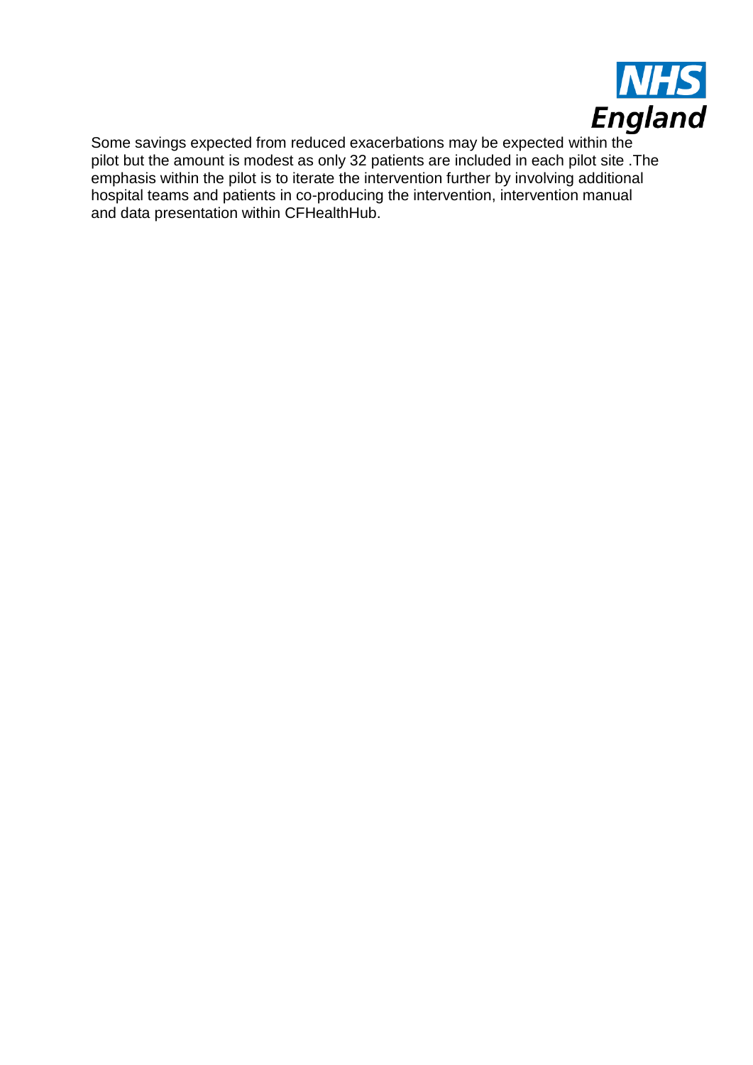Some savings expected from reduced exacerbations may be expected within the pilot but the amount is modest as only 32 patients are included in each pilot site .The emphasis within the pilot is to iterate the intervention further by involving additional hospital teams and patients in co-producing the intervention, intervention manual and data presentation within CFHealthHub.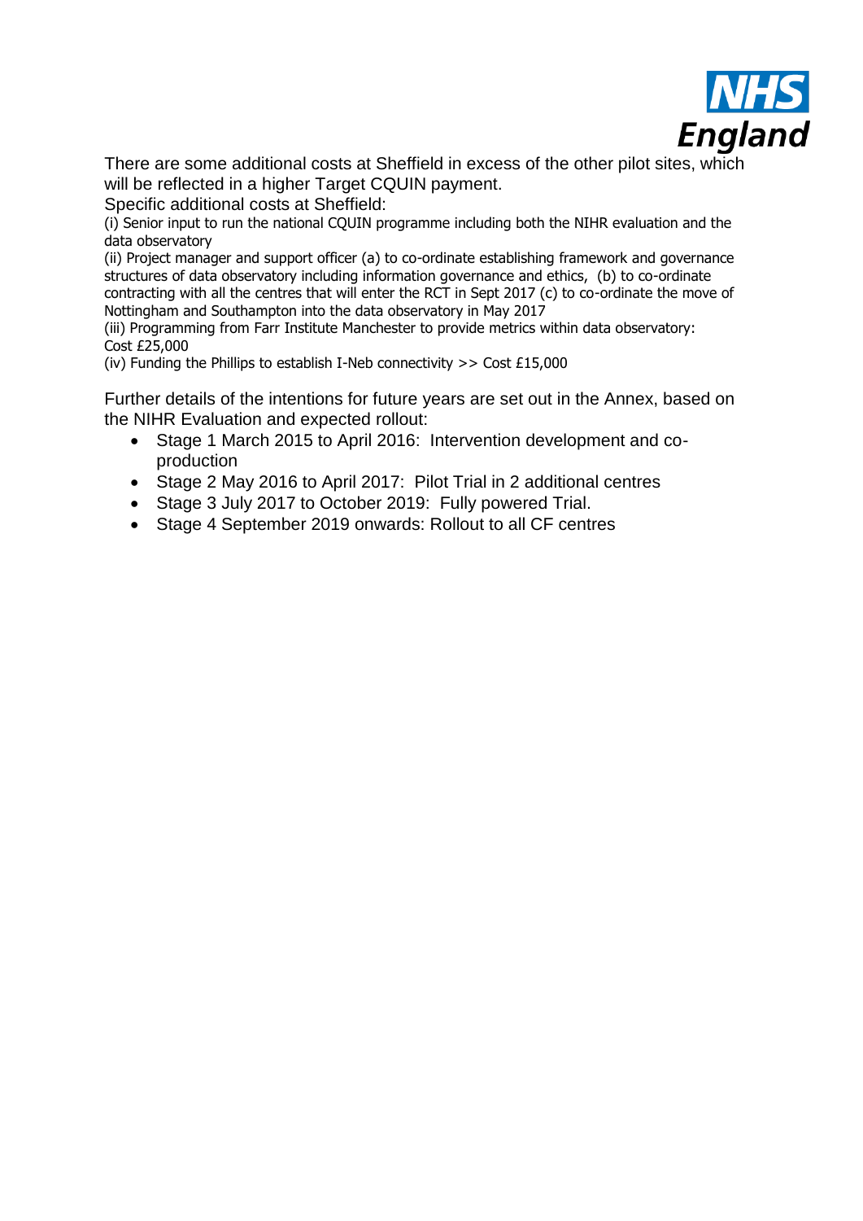There are some additional costs at Sheffield in excess of the other pilot sites, which will be reflected in a higher Target CQUIN payment.

Specific additional costs at Sheffield:

(i) Senior input to run the national CQUIN programme including both the NIHR evaluation and the data observatory

(ii) Project manager and support officer (a) to co-ordinate establishing framework and governance structures of data observatory including information governance and ethics, (b) to co-ordinate contracting with all the centres that will enter the RCT in Sept 2017 (c) to co-ordinate the move of Nottingham and Southampton into the data observatory in May 2017

(iii) Programming from Farr Institute Manchester to provide metrics within data observatory: Cost £25,000

(iv) Funding the Phillips to establish I-Neb connectivity >> Cost £15,000

Further details of the intentions for future years are set out in the Annex, based on the NIHR Evaluation and expected rollout:

- Stage 1 March 2015 to April 2016: Intervention development and co-production
- Stage 2 May 2016 to April 2017: Pilot Trial in 2 additional centres
- Stage 3 July 2017 to October 2019: Fully powered Trial.
- Stage 4 September 2019 onwards: Rollout to all CF centres